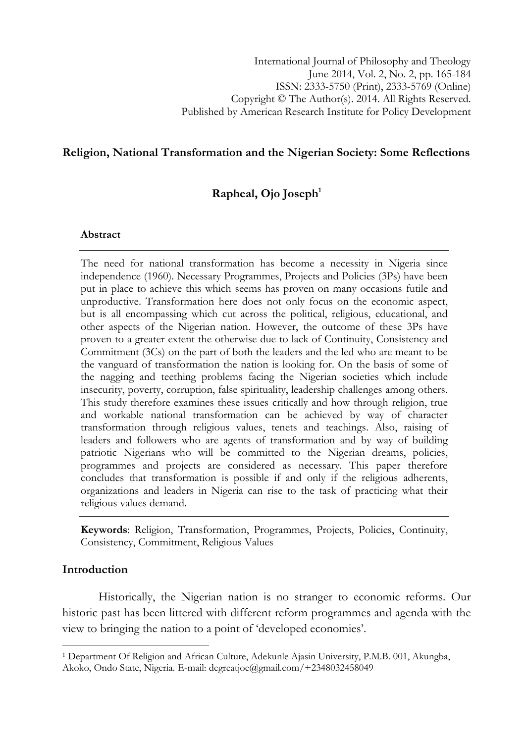International Journal of Philosophy and Theology
June 2014, Vol. 2, No. 2, pp. 165-184
ISSN: 2333-5750 (Print), 2333-5769 (Online)
Copyright © The Author(s). 2014. All Rights Reserved.
Published by American Research Institute for Policy Development

# Religion, National Transformation and the Nigerian Society: Some Reflections

**Rapheal, Ojo Joseph**[1]

### Abstract

The need for national transformation has become a necessity in Nigeria since independence (1960). Necessary Programmes, Projects and Policies (3Ps) have been put in place to achieve this which seems has proven on many occasions futile and unproductive. Transformation here does not only focus on the economic aspect, but is all encompassing which cut across the political, religious, educational, and other aspects of the Nigerian nation. However, the outcome of these 3Ps have proven to a greater extent the otherwise due to lack of Continuity, Consistency and Commitment (3Cs) on the part of both the leaders and the led who are meant to be the vanguard of transformation the nation is looking for. On the basis of some of the nagging and teething problems facing the Nigerian societies which include insecurity, poverty, corruption, false spirituality, leadership challenges among others. This study therefore examines these issues critically and how through religion, true and workable national transformation can be achieved by way of character transformation through religious values, tenets and teachings. Also, raising of leaders and followers who are agents of transformation and by way of building patriotic Nigerians who will be committed to the Nigerian dreams, policies, programmes and projects are considered as necessary. This paper therefore concludes that transformation is possible if and only if the religious adherents, organizations and leaders in Nigeria can rise to the task of practicing what their religious values demand.

**Keywords**: Religion, Transformation, Programmes, Projects, Policies, Continuity, Consistency, Commitment, Religious Values

## Introduction

Historically, the Nigerian nation is no stranger to economic reforms. Our historic past has been littered with different reform programmes and agenda with the view to bringing the nation to a point of 'developed economies'.

---

[1] Department Of Religion and African Culture, Adekunle Ajasin University, P.M.B. 001, Akungba, Akoko, Ondo State, Nigeria. E-mail: degreatjoe@gmail.com/+2348032458049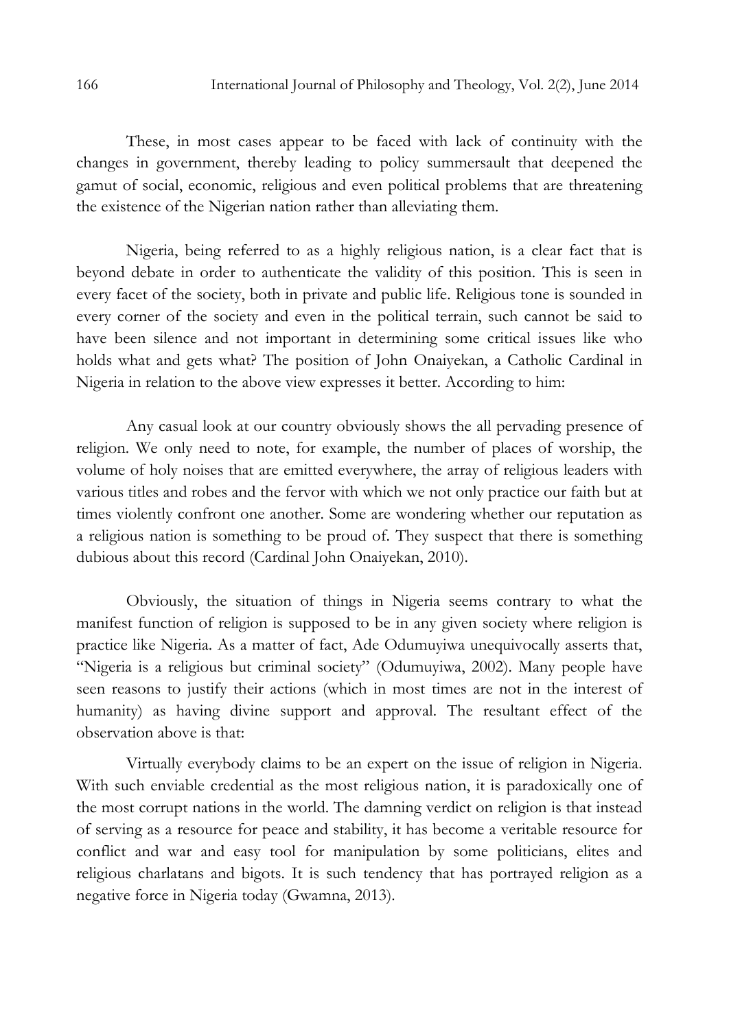These, in most cases appear to be faced with lack of continuity with the changes in government, thereby leading to policy summersault that deepened the gamut of social, economic, religious and even political problems that are threatening the existence of the Nigerian nation rather than alleviating them.

Nigeria, being referred to as a highly religious nation, is a clear fact that is beyond debate in order to authenticate the validity of this position. This is seen in every facet of the society, both in private and public life. Religious tone is sounded in every corner of the society and even in the political terrain, such cannot be said to have been silence and not important in determining some critical issues like who holds what and gets what? The position of John Onaiyekan, a Catholic Cardinal in Nigeria in relation to the above view expresses it better. According to him:

Any casual look at our country obviously shows the all pervading presence of religion. We only need to note, for example, the number of places of worship, the volume of holy noises that are emitted everywhere, the array of religious leaders with various titles and robes and the fervor with which we not only practice our faith but at times violently confront one another. Some are wondering whether our reputation as a religious nation is something to be proud of. They suspect that there is something dubious about this record (Cardinal John Onaiyekan, 2010).

Obviously, the situation of things in Nigeria seems contrary to what the manifest function of religion is supposed to be in any given society where religion is practice like Nigeria. As a matter of fact, Ade Odumuyiwa unequivocally asserts that, "Nigeria is a religious but criminal society" (Odumuyiwa, 2002). Many people have seen reasons to justify their actions (which in most times are not in the interest of humanity) as having divine support and approval. The resultant effect of the observation above is that:

Virtually everybody claims to be an expert on the issue of religion in Nigeria. With such enviable credential as the most religious nation, it is paradoxically one of the most corrupt nations in the world. The damning verdict on religion is that instead of serving as a resource for peace and stability, it has become a veritable resource for conflict and war and easy tool for manipulation by some politicians, elites and religious charlatans and bigots. It is such tendency that has portrayed religion as a negative force in Nigeria today (Gwamna, 2013).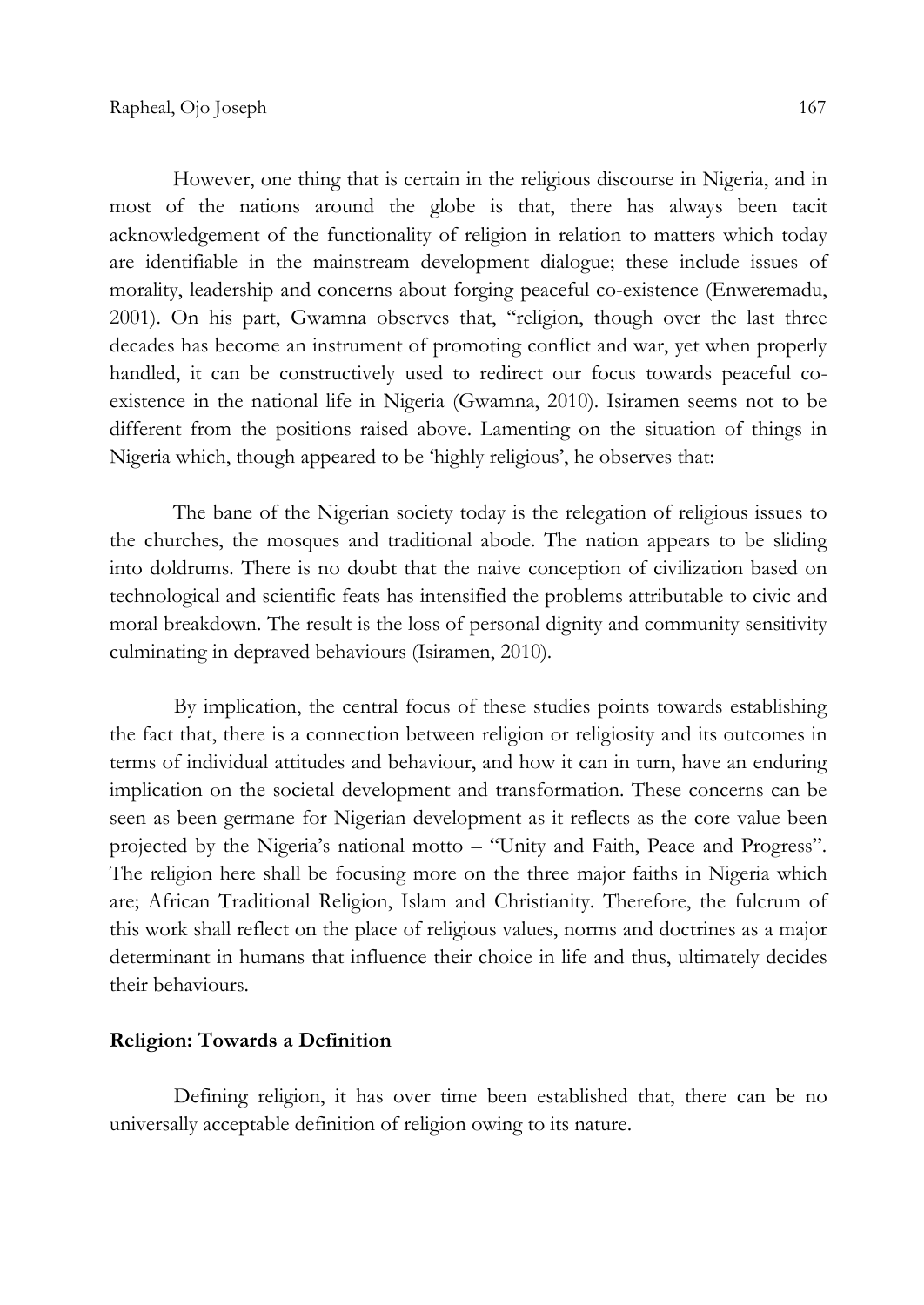However, one thing that is certain in the religious discourse in Nigeria, and in most of the nations around the globe is that, there has always been tacit acknowledgement of the functionality of religion in relation to matters which today are identifiable in the mainstream development dialogue; these include issues of morality, leadership and concerns about forging peaceful co-existence (Enweremadu, 2001). On his part, Gwamna observes that, "religion, though over the last three decades has become an instrument of promoting conflict and war, yet when properly handled, it can be constructively used to redirect our focus towards peaceful co-existence in the national life in Nigeria (Gwamna, 2010). Isiramen seems not to be different from the positions raised above. Lamenting on the situation of things in Nigeria which, though appeared to be 'highly religious', he observes that:

> The bane of the Nigerian society today is the relegation of religious issues to the churches, the mosques and traditional abode. The nation appears to be sliding into doldrums. There is no doubt that the naive conception of civilization based on technological and scientific feats has intensified the problems attributable to civic and moral breakdown. The result is the loss of personal dignity and community sensitivity culminating in depraved behaviours (Isiramen, 2010).

By implication, the central focus of these studies points towards establishing the fact that, there is a connection between religion or religiosity and its outcomes in terms of individual attitudes and behaviour, and how it can in turn, have an enduring implication on the societal development and transformation. These concerns can be seen as been germane for Nigerian development as it reflects as the core value been projected by the Nigeria's national motto – "Unity and Faith, Peace and Progress". The religion here shall be focusing more on the three major faiths in Nigeria which are; African Traditional Religion, Islam and Christianity. Therefore, the fulcrum of this work shall reflect on the place of religious values, norms and doctrines as a major determinant in humans that influence their choice in life and thus, ultimately decides their behaviours.

**Religion: Towards a Definition**

Defining religion, it has over time been established that, there can be no universally acceptable definition of religion owing to its nature.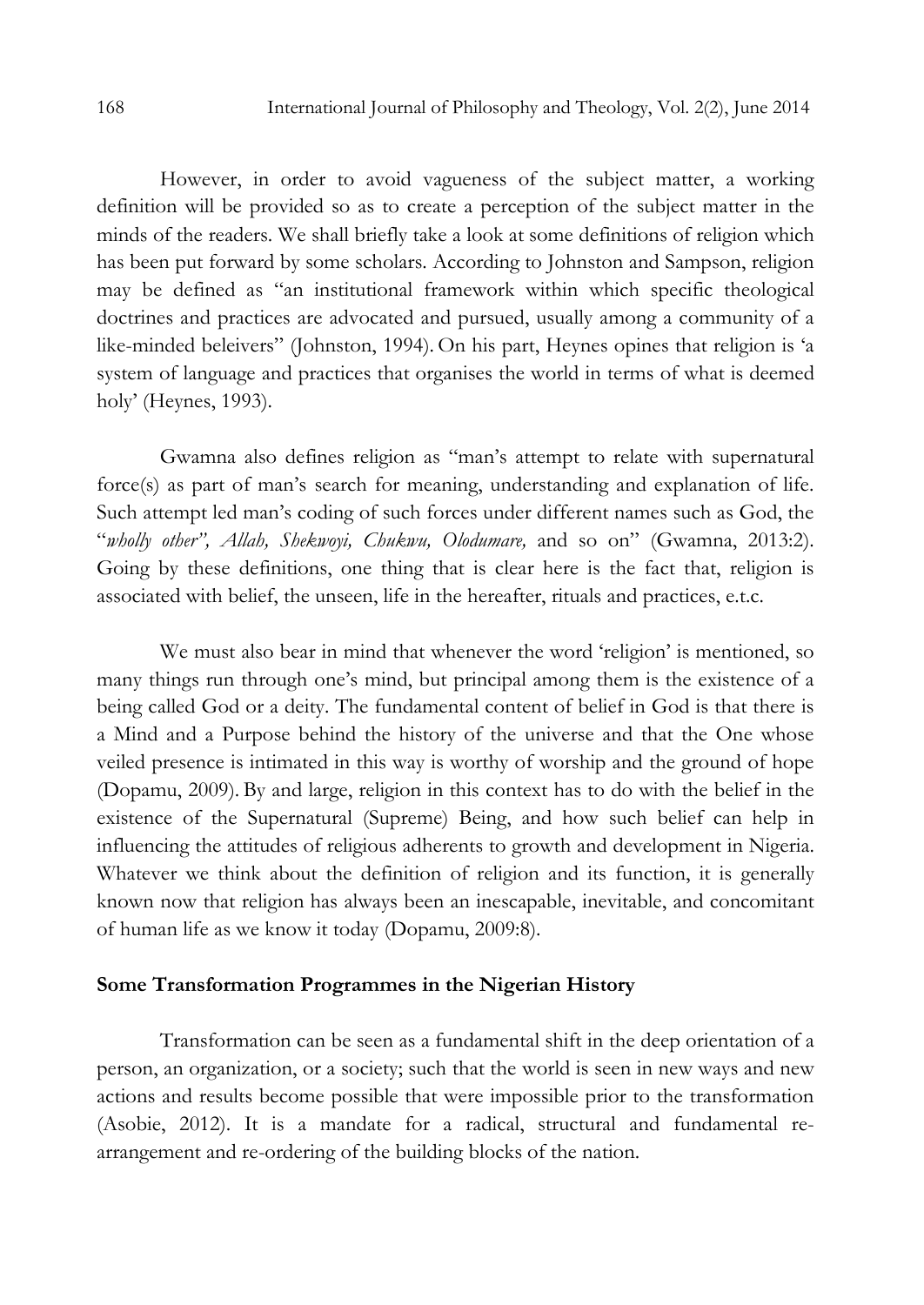However, in order to avoid vagueness of the subject matter, a working definition will be provided so as to create a perception of the subject matter in the minds of the readers. We shall briefly take a look at some definitions of religion which has been put forward by some scholars. According to Johnston and Sampson, religion may be defined as "an institutional framework within which specific theological doctrines and practices are advocated and pursued, usually among a community of a like-minded beleivers" (Johnston, 1994). On his part, Heynes opines that religion is 'a system of language and practices that organises the world in terms of what is deemed holy' (Heynes, 1993).

Gwamna also defines religion as "man's attempt to relate with supernatural force(s) as part of man's search for meaning, understanding and explanation of life. Such attempt led man's coding of such forces under different names such as God, the "*wholly other", Allah, Shekwoyi, Chukwu, Olodumare,* and so on" (Gwamna, 2013:2). Going by these definitions, one thing that is clear here is the fact that, religion is associated with belief, the unseen, life in the hereafter, rituals and practices, e.t.c.

We must also bear in mind that whenever the word 'religion' is mentioned, so many things run through one's mind, but principal among them is the existence of a being called God or a deity. The fundamental content of belief in God is that there is a Mind and a Purpose behind the history of the universe and that the One whose veiled presence is intimated in this way is worthy of worship and the ground of hope (Dopamu, 2009). By and large, religion in this context has to do with the belief in the existence of the Supernatural (Supreme) Being, and how such belief can help in influencing the attitudes of religious adherents to growth and development in Nigeria. Whatever we think about the definition of religion and its function, it is generally known now that religion has always been an inescapable, inevitable, and concomitant of human life as we know it today (Dopamu, 2009:8).

## Some Transformation Programmes in the Nigerian History

Transformation can be seen as a fundamental shift in the deep orientation of a person, an organization, or a society; such that the world is seen in new ways and new actions and results become possible that were impossible prior to the transformation (Asobie, 2012). It is a mandate for a radical, structural and fundamental re-arrangement and re-ordering of the building blocks of the nation.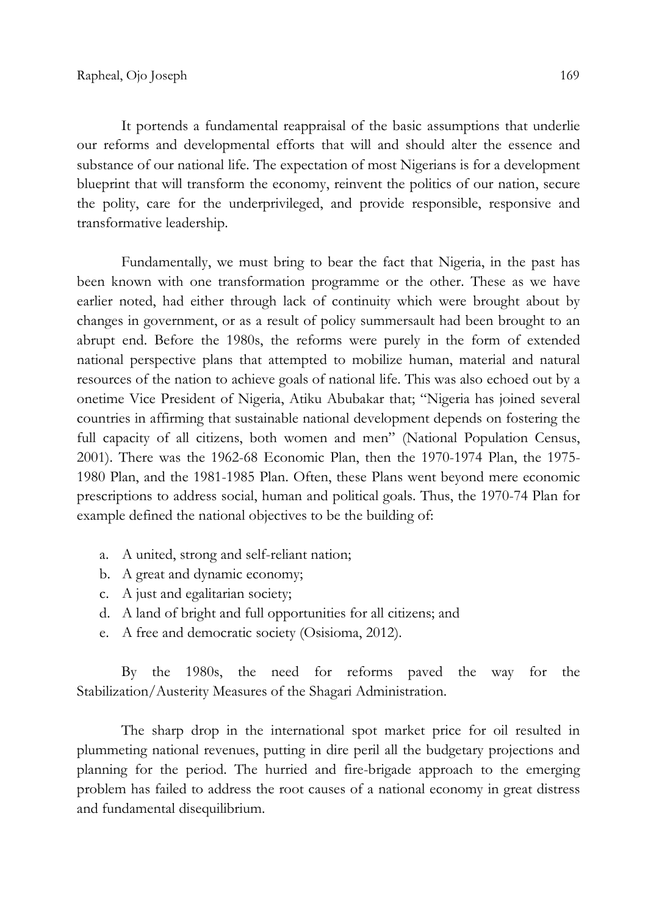It portends a fundamental reappraisal of the basic assumptions that underlie our reforms and developmental efforts that will and should alter the essence and substance of our national life. The expectation of most Nigerians is for a development blueprint that will transform the economy, reinvent the politics of our nation, secure the polity, care for the underprivileged, and provide responsible, responsive and transformative leadership.

Fundamentally, we must bring to bear the fact that Nigeria, in the past has been known with one transformation programme or the other. These as we have earlier noted, had either through lack of continuity which were brought about by changes in government, or as a result of policy summersault had been brought to an abrupt end. Before the 1980s, the reforms were purely in the form of extended national perspective plans that attempted to mobilize human, material and natural resources of the nation to achieve goals of national life. This was also echoed out by a onetime Vice President of Nigeria, Atiku Abubakar that; "Nigeria has joined several countries in affirming that sustainable national development depends on fostering the full capacity of all citizens, both women and men" (National Population Census, 2001). There was the 1962-68 Economic Plan, then the 1970-1974 Plan, the 1975-1980 Plan, and the 1981-1985 Plan. Often, these Plans went beyond mere economic prescriptions to address social, human and political goals. Thus, the 1970-74 Plan for example defined the national objectives to be the building of:

a. A united, strong and self-reliant nation;
b. A great and dynamic economy;
c. A just and egalitarian society;
d. A land of bright and full opportunities for all citizens; and
e. A free and democratic society (Osisioma, 2012).

By the 1980s, the need for reforms paved the way for the Stabilization/Austerity Measures of the Shagari Administration.

The sharp drop in the international spot market price for oil resulted in plummeting national revenues, putting in dire peril all the budgetary projections and planning for the period. The hurried and fire-brigade approach to the emerging problem has failed to address the root causes of a national economy in great distress and fundamental disequilibrium.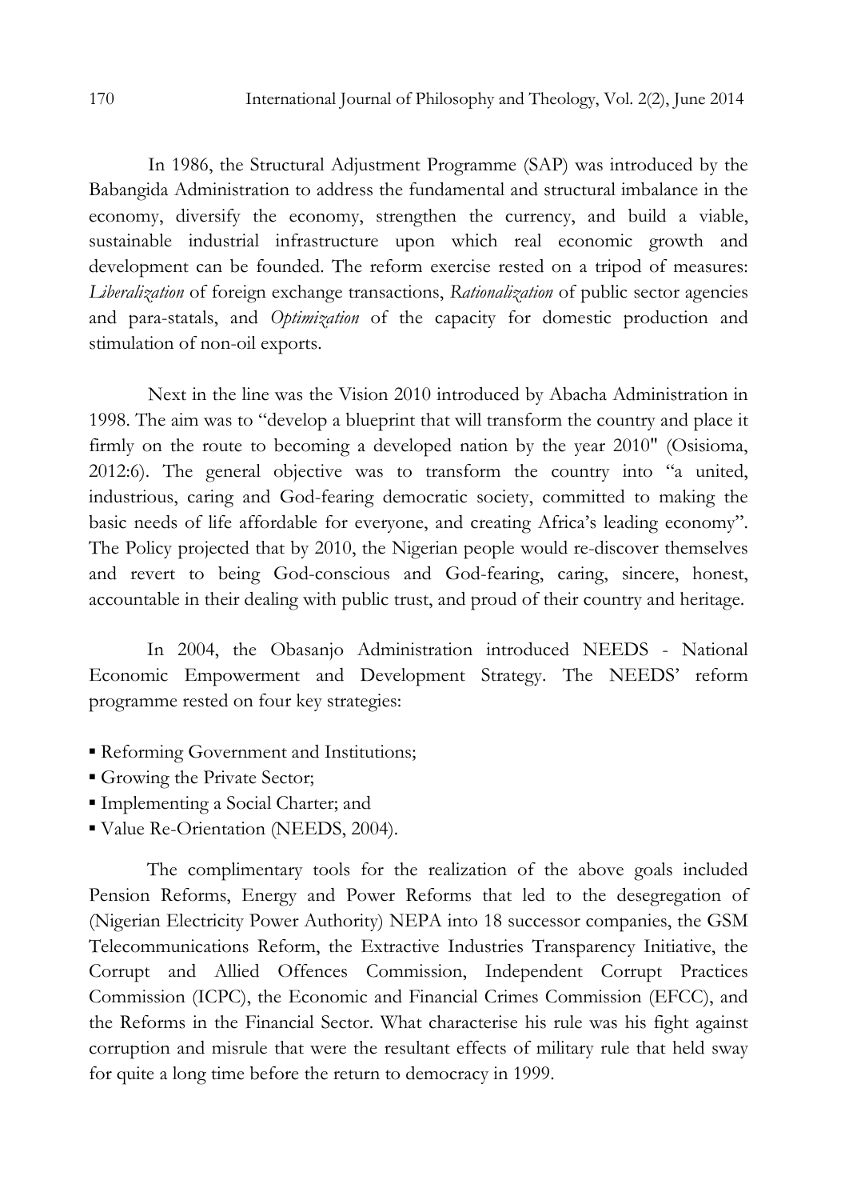In 1986, the Structural Adjustment Programme (SAP) was introduced by the Babangida Administration to address the fundamental and structural imbalance in the economy, diversify the economy, strengthen the currency, and build a viable, sustainable industrial infrastructure upon which real economic growth and development can be founded. The reform exercise rested on a tripod of measures: *Liberalization* of foreign exchange transactions, *Rationalization* of public sector agencies and para-statals, and *Optimization* of the capacity for domestic production and stimulation of non-oil exports.

Next in the line was the Vision 2010 introduced by Abacha Administration in 1998. The aim was to "develop a blueprint that will transform the country and place it firmly on the route to becoming a developed nation by the year 2010" (Osisioma, 2012:6). The general objective was to transform the country into "a united, industrious, caring and God-fearing democratic society, committed to making the basic needs of life affordable for everyone, and creating Africa's leading economy". The Policy projected that by 2010, the Nigerian people would re-discover themselves and revert to being God-conscious and God-fearing, caring, sincere, honest, accountable in their dealing with public trust, and proud of their country and heritage.

In 2004, the Obasanjo Administration introduced NEEDS - National Economic Empowerment and Development Strategy. The NEEDS' reform programme rested on four key strategies:

- Reforming Government and Institutions;
- Growing the Private Sector;
- Implementing a Social Charter; and
- Value Re-Orientation (NEEDS, 2004).

The complimentary tools for the realization of the above goals included Pension Reforms, Energy and Power Reforms that led to the desegregation of (Nigerian Electricity Power Authority) NEPA into 18 successor companies, the GSM Telecommunications Reform, the Extractive Industries Transparency Initiative, the Corrupt and Allied Offences Commission, Independent Corrupt Practices Commission (ICPC), the Economic and Financial Crimes Commission (EFCC), and the Reforms in the Financial Sector. What characterise his rule was his fight against corruption and misrule that were the resultant effects of military rule that held sway for quite a long time before the return to democracy in 1999.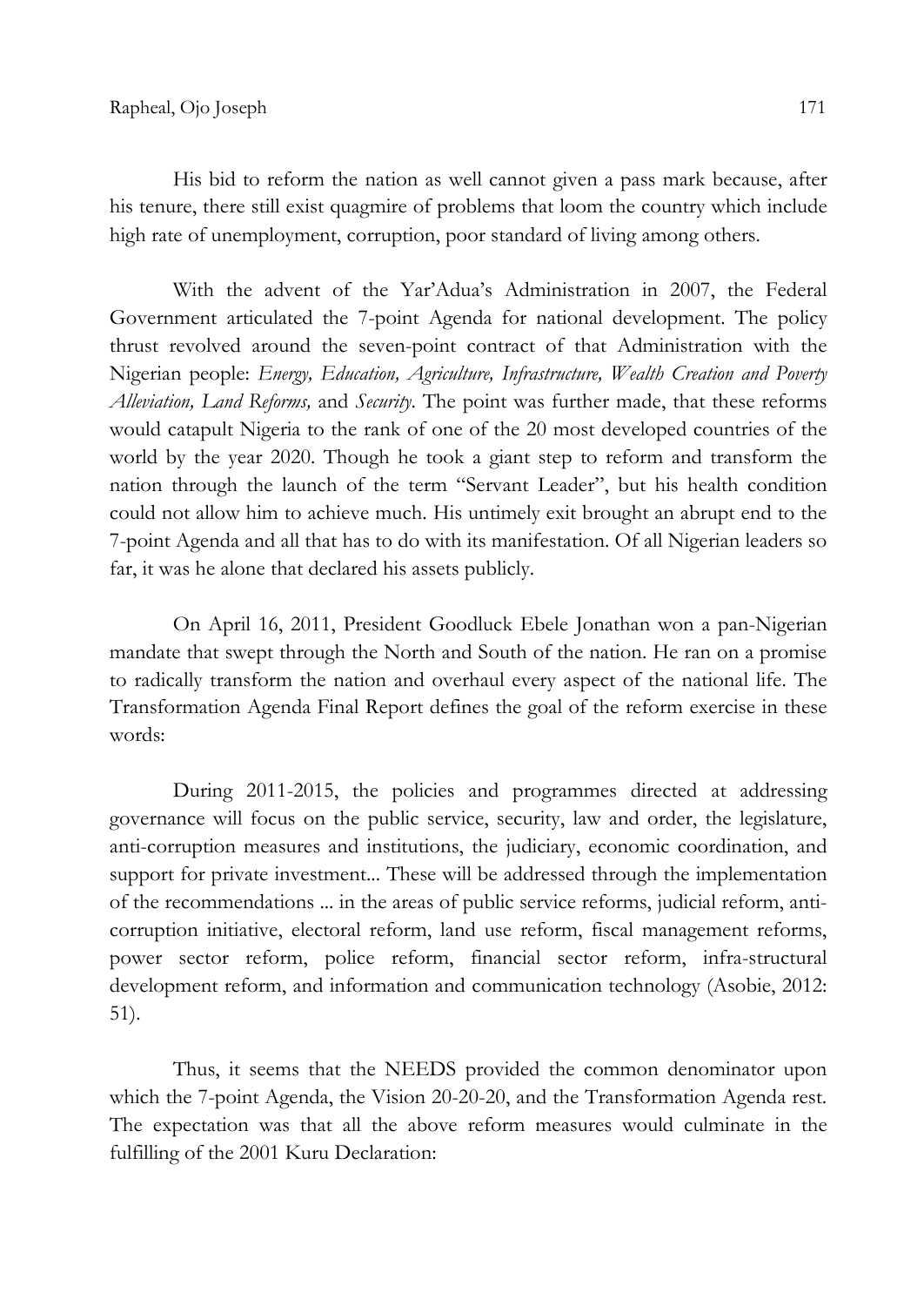His bid to reform the nation as well cannot given a pass mark because, after his tenure, there still exist quagmire of problems that loom the country which include high rate of unemployment, corruption, poor standard of living among others.

With the advent of the Yar'Adua's Administration in 2007, the Federal Government articulated the 7-point Agenda for national development. The policy thrust revolved around the seven-point contract of that Administration with the Nigerian people: *Energy, Education, Agriculture, Infrastructure, Wealth Creation and Poverty Alleviation, Land Reforms,* and *Security*. The point was further made, that these reforms would catapult Nigeria to the rank of one of the 20 most developed countries of the world by the year 2020. Though he took a giant step to reform and transform the nation through the launch of the term "Servant Leader", but his health condition could not allow him to achieve much. His untimely exit brought an abrupt end to the 7-point Agenda and all that has to do with its manifestation. Of all Nigerian leaders so far, it was he alone that declared his assets publicly.

On April 16, 2011, President Goodluck Ebele Jonathan won a pan-Nigerian mandate that swept through the North and South of the nation. He ran on a promise to radically transform the nation and overhaul every aspect of the national life. The Transformation Agenda Final Report defines the goal of the reform exercise in these words:

During 2011-2015, the policies and programmes directed at addressing governance will focus on the public service, security, law and order, the legislature, anti-corruption measures and institutions, the judiciary, economic coordination, and support for private investment... These will be addressed through the implementation of the recommendations ... in the areas of public service reforms, judicial reform, anti-corruption initiative, electoral reform, land use reform, fiscal management reforms, power sector reform, police reform, financial sector reform, infra-structural development reform, and information and communication technology (Asobie, 2012: 51).

Thus, it seems that the NEEDS provided the common denominator upon which the 7-point Agenda, the Vision 20-20-20, and the Transformation Agenda rest. The expectation was that all the above reform measures would culminate in the fulfilling of the 2001 Kuru Declaration: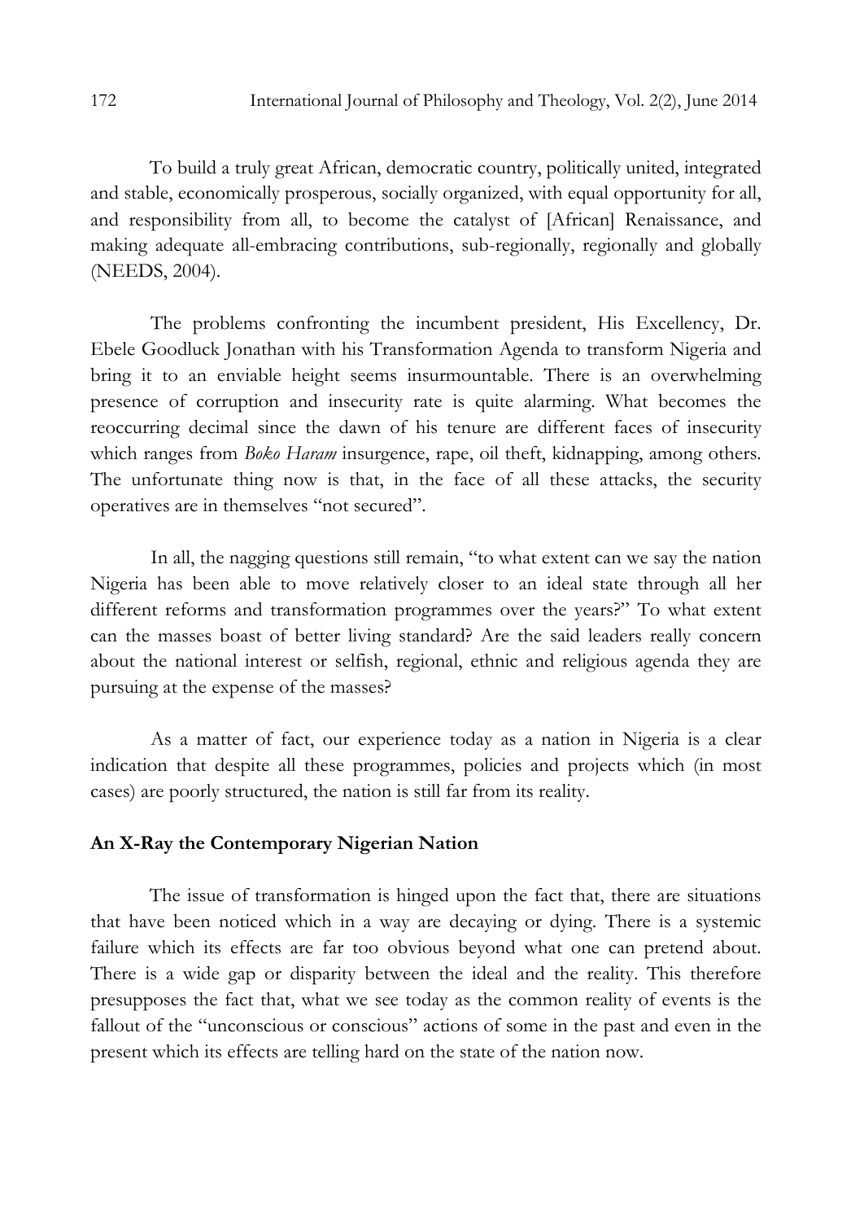To build a truly great African, democratic country, politically united, integrated and stable, economically prosperous, socially organized, with equal opportunity for all, and responsibility from all, to become the catalyst of [African] Renaissance, and making adequate all-embracing contributions, sub-regionally, regionally and globally (NEEDS, 2004).

The problems confronting the incumbent president, His Excellency, Dr. Ebele Goodluck Jonathan with his Transformation Agenda to transform Nigeria and bring it to an enviable height seems insurmountable. There is an overwhelming presence of corruption and insecurity rate is quite alarming. What becomes the reoccurring decimal since the dawn of his tenure are different faces of insecurity which ranges from *Boko Haram* insurgence, rape, oil theft, kidnapping, among others. The unfortunate thing now is that, in the face of all these attacks, the security operatives are in themselves "not secured".

In all, the nagging questions still remain, "to what extent can we say the nation Nigeria has been able to move relatively closer to an ideal state through all her different reforms and transformation programmes over the years?" To what extent can the masses boast of better living standard? Are the said leaders really concern about the national interest or selfish, regional, ethnic and religious agenda they are pursuing at the expense of the masses?

As a matter of fact, our experience today as a nation in Nigeria is a clear indication that despite all these programmes, policies and projects which (in most cases) are poorly structured, the nation is still far from its reality.

**An X-Ray the Contemporary Nigerian Nation**

The issue of transformation is hinged upon the fact that, there are situations that have been noticed which in a way are decaying or dying. There is a systemic failure which its effects are far too obvious beyond what one can pretend about. There is a wide gap or disparity between the ideal and the reality. This therefore presupposes the fact that, what we see today as the common reality of events is the fallout of the "unconscious or conscious" actions of some in the past and even in the present which its effects are telling hard on the state of the nation now.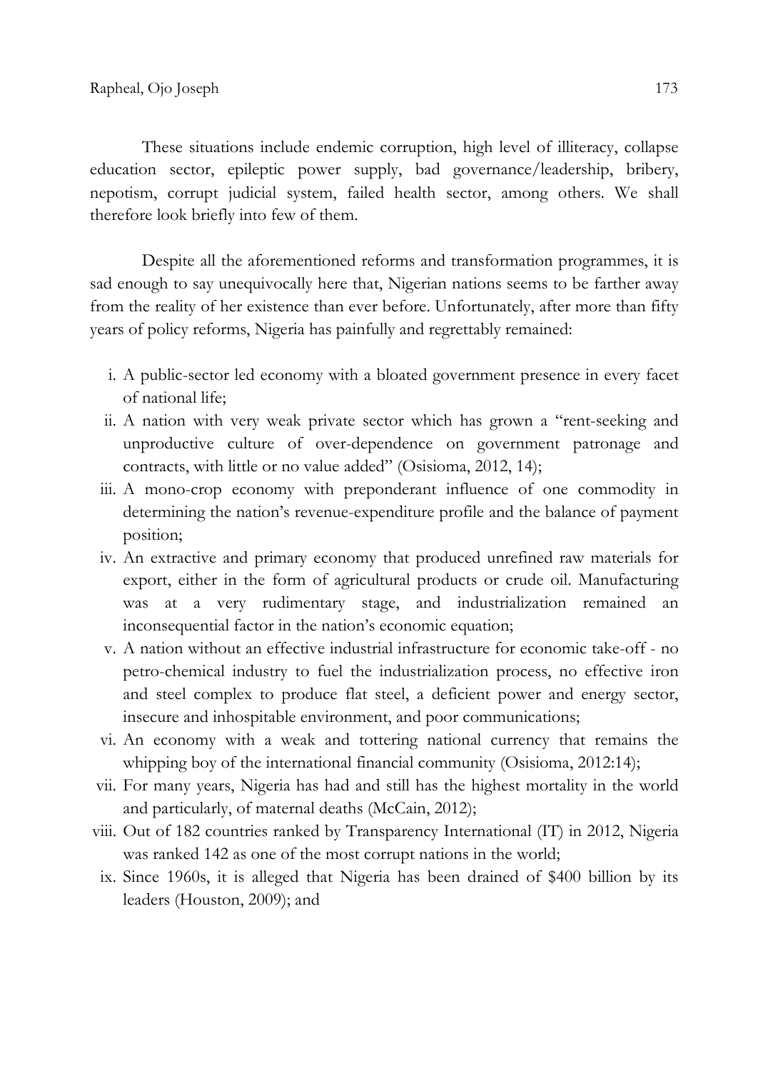These situations include endemic corruption, high level of illiteracy, collapse education sector, epileptic power supply, bad governance/leadership, bribery, nepotism, corrupt judicial system, failed health sector, among others. We shall therefore look briefly into few of them.

Despite all the aforementioned reforms and transformation programmes, it is sad enough to say unequivocally here that, Nigerian nations seems to be farther away from the reality of her existence than ever before. Unfortunately, after more than fifty years of policy reforms, Nigeria has painfully and regrettably remained:

i. A public-sector led economy with a bloated government presence in every facet of national life;
ii. A nation with very weak private sector which has grown a "rent-seeking and unproductive culture of over-dependence on government patronage and contracts, with little or no value added" (Osisioma, 2012, 14);
iii. A mono-crop economy with preponderant influence of one commodity in determining the nation's revenue-expenditure profile and the balance of payment position;
iv. An extractive and primary economy that produced unrefined raw materials for export, either in the form of agricultural products or crude oil. Manufacturing was at a very rudimentary stage, and industrialization remained an inconsequential factor in the nation's economic equation;
v. A nation without an effective industrial infrastructure for economic take-off - no petro-chemical industry to fuel the industrialization process, no effective iron and steel complex to produce flat steel, a deficient power and energy sector, insecure and inhospitable environment, and poor communications;
vi. An economy with a weak and tottering national currency that remains the whipping boy of the international financial community (Osisioma, 2012:14);
vii. For many years, Nigeria has had and still has the highest mortality in the world and particularly, of maternal deaths (McCain, 2012);
viii. Out of 182 countries ranked by Transparency International (IT) in 2012, Nigeria was ranked 142 as one of the most corrupt nations in the world;
ix. Since 1960s, it is alleged that Nigeria has been drained of $400 billion by its leaders (Houston, 2009); and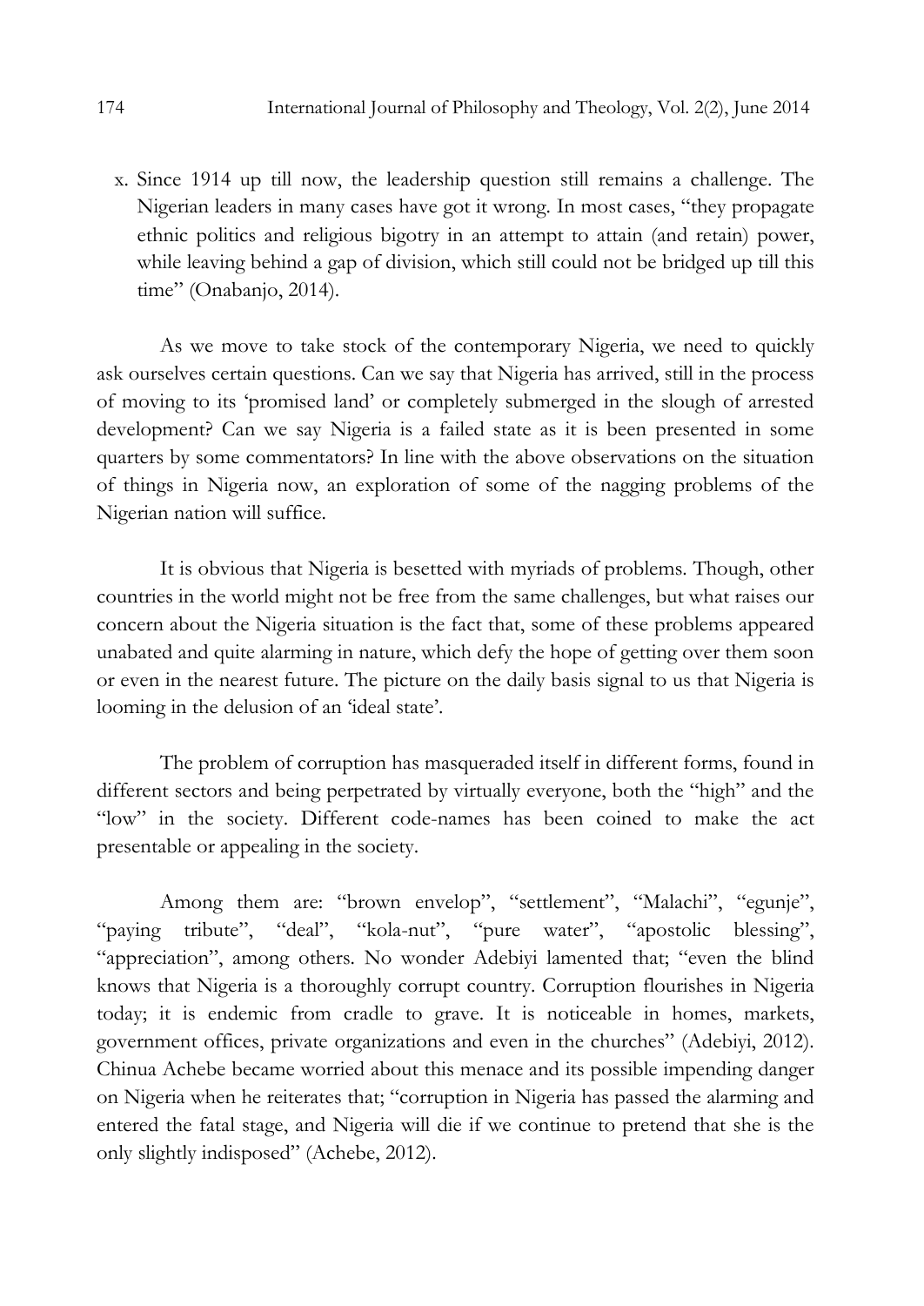x. Since 1914 up till now, the leadership question still remains a challenge. The Nigerian leaders in many cases have got it wrong. In most cases, "they propagate ethnic politics and religious bigotry in an attempt to attain (and retain) power, while leaving behind a gap of division, which still could not be bridged up till this time" (Onabanjo, 2014).

As we move to take stock of the contemporary Nigeria, we need to quickly ask ourselves certain questions. Can we say that Nigeria has arrived, still in the process of moving to its 'promised land' or completely submerged in the slough of arrested development? Can we say Nigeria is a failed state as it is been presented in some quarters by some commentators? In line with the above observations on the situation of things in Nigeria now, an exploration of some of the nagging problems of the Nigerian nation will suffice.

It is obvious that Nigeria is besetted with myriads of problems. Though, other countries in the world might not be free from the same challenges, but what raises our concern about the Nigeria situation is the fact that, some of these problems appeared unabated and quite alarming in nature, which defy the hope of getting over them soon or even in the nearest future. The picture on the daily basis signal to us that Nigeria is looming in the delusion of an 'ideal state'.

The problem of corruption has masqueraded itself in different forms, found in different sectors and being perpetrated by virtually everyone, both the "high" and the "low" in the society. Different code-names has been coined to make the act presentable or appealing in the society.

Among them are: "brown envelop", "settlement", "Malachi", "egunje", "paying tribute", "deal", "kola-nut", "pure water", "apostolic blessing", "appreciation", among others. No wonder Adebiyi lamented that; "even the blind knows that Nigeria is a thoroughly corrupt country. Corruption flourishes in Nigeria today; it is endemic from cradle to grave. It is noticeable in homes, markets, government offices, private organizations and even in the churches" (Adebiyi, 2012). Chinua Achebe became worried about this menace and its possible impending danger on Nigeria when he reiterates that; "corruption in Nigeria has passed the alarming and entered the fatal stage, and Nigeria will die if we continue to pretend that she is the only slightly indisposed" (Achebe, 2012).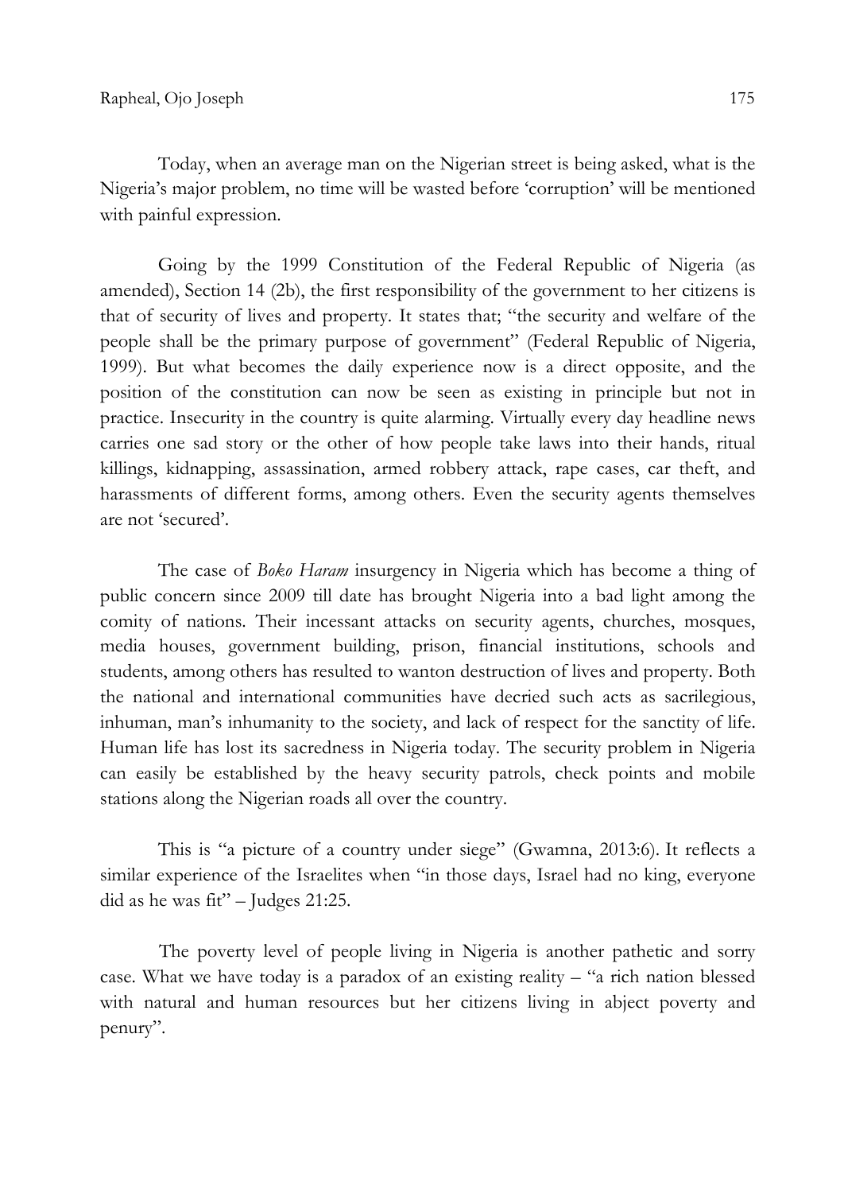Today, when an average man on the Nigerian street is being asked, what is the Nigeria's major problem, no time will be wasted before 'corruption' will be mentioned with painful expression.

Going by the 1999 Constitution of the Federal Republic of Nigeria (as amended), Section 14 (2b), the first responsibility of the government to her citizens is that of security of lives and property. It states that; "the security and welfare of the people shall be the primary purpose of government" (Federal Republic of Nigeria, 1999). But what becomes the daily experience now is a direct opposite, and the position of the constitution can now be seen as existing in principle but not in practice. Insecurity in the country is quite alarming. Virtually every day headline news carries one sad story or the other of how people take laws into their hands, ritual killings, kidnapping, assassination, armed robbery attack, rape cases, car theft, and harassments of different forms, among others. Even the security agents themselves are not 'secured'.

The case of *Boko Haram* insurgency in Nigeria which has become a thing of public concern since 2009 till date has brought Nigeria into a bad light among the comity of nations. Their incessant attacks on security agents, churches, mosques, media houses, government building, prison, financial institutions, schools and students, among others has resulted to wanton destruction of lives and property. Both the national and international communities have decried such acts as sacrilegious, inhuman, man's inhumanity to the society, and lack of respect for the sanctity of life. Human life has lost its sacredness in Nigeria today. The security problem in Nigeria can easily be established by the heavy security patrols, check points and mobile stations along the Nigerian roads all over the country.

This is "a picture of a country under siege" (Gwamna, 2013:6). It reflects a similar experience of the Israelites when "in those days, Israel had no king, everyone did as he was fit" – Judges 21:25.

The poverty level of people living in Nigeria is another pathetic and sorry case. What we have today is a paradox of an existing reality – "a rich nation blessed with natural and human resources but her citizens living in abject poverty and penury".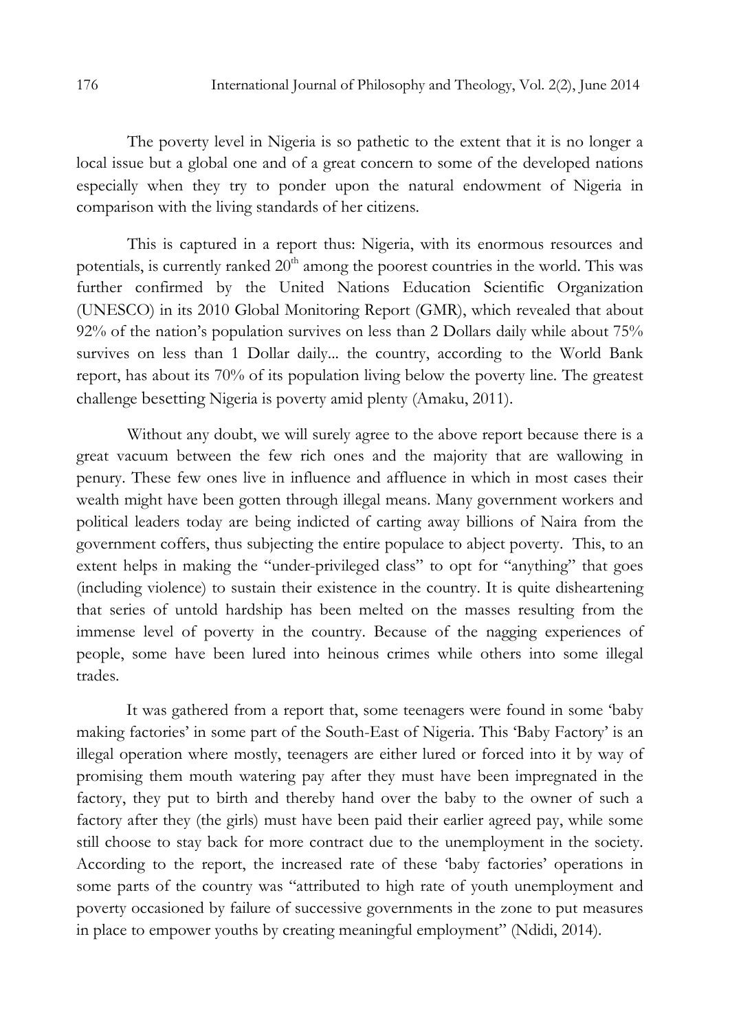The poverty level in Nigeria is so pathetic to the extent that it is no longer a local issue but a global one and of a great concern to some of the developed nations especially when they try to ponder upon the natural endowment of Nigeria in comparison with the living standards of her citizens.

This is captured in a report thus: Nigeria, with its enormous resources and potentials, is currently ranked 20th among the poorest countries in the world. This was further confirmed by the United Nations Education Scientific Organization (UNESCO) in its 2010 Global Monitoring Report (GMR), which revealed that about 92% of the nation's population survives on less than 2 Dollars daily while about 75% survives on less than 1 Dollar daily... the country, according to the World Bank report, has about its 70% of its population living below the poverty line. The greatest challenge besetting Nigeria is poverty amid plenty (Amaku, 2011).

Without any doubt, we will surely agree to the above report because there is a great vacuum between the few rich ones and the majority that are wallowing in penury. These few ones live in influence and affluence in which in most cases their wealth might have been gotten through illegal means. Many government workers and political leaders today are being indicted of carting away billions of Naira from the government coffers, thus subjecting the entire populace to abject poverty. This, to an extent helps in making the "under-privileged class" to opt for "anything" that goes (including violence) to sustain their existence in the country. It is quite disheartening that series of untold hardship has been melted on the masses resulting from the immense level of poverty in the country. Because of the nagging experiences of people, some have been lured into heinous crimes while others into some illegal trades.

It was gathered from a report that, some teenagers were found in some 'baby making factories' in some part of the South-East of Nigeria. This 'Baby Factory' is an illegal operation where mostly, teenagers are either lured or forced into it by way of promising them mouth watering pay after they must have been impregnated in the factory, they put to birth and thereby hand over the baby to the owner of such a factory after they (the girls) must have been paid their earlier agreed pay, while some still choose to stay back for more contract due to the unemployment in the society. According to the report, the increased rate of these 'baby factories' operations in some parts of the country was "attributed to high rate of youth unemployment and poverty occasioned by failure of successive governments in the zone to put measures in place to empower youths by creating meaningful employment" (Ndidi, 2014).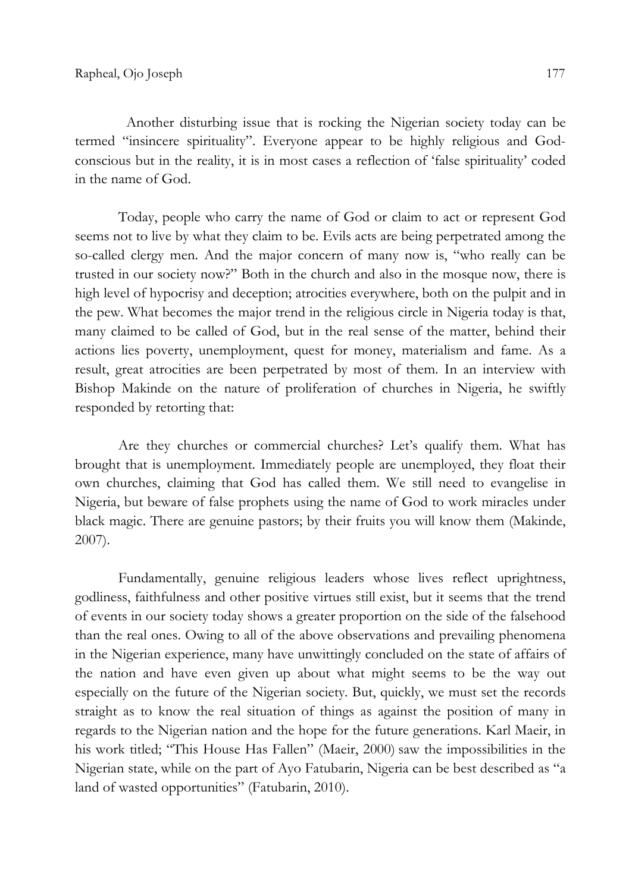Another disturbing issue that is rocking the Nigerian society today can be termed "insincere spirituality". Everyone appear to be highly religious and God-conscious but in the reality, it is in most cases a reflection of 'false spirituality' coded in the name of God.

Today, people who carry the name of God or claim to act or represent God seems not to live by what they claim to be. Evils acts are being perpetrated among the so-called clergy men. And the major concern of many now is, "who really can be trusted in our society now?" Both in the church and also in the mosque now, there is high level of hypocrisy and deception; atrocities everywhere, both on the pulpit and in the pew. What becomes the major trend in the religious circle in Nigeria today is that, many claimed to be called of God, but in the real sense of the matter, behind their actions lies poverty, unemployment, quest for money, materialism and fame. As a result, great atrocities are been perpetrated by most of them. In an interview with Bishop Makinde on the nature of proliferation of churches in Nigeria, he swiftly responded by retorting that:

> Are they churches or commercial churches? Let's qualify them. What has brought that is unemployment. Immediately people are unemployed, they float their own churches, claiming that God has called them. We still need to evangelise in Nigeria, but beware of false prophets using the name of God to work miracles under black magic. There are genuine pastors; by their fruits you will know them (Makinde, 2007).

Fundamentally, genuine religious leaders whose lives reflect uprightness, godliness, faithfulness and other positive virtues still exist, but it seems that the trend of events in our society today shows a greater proportion on the side of the falsehood than the real ones. Owing to all of the above observations and prevailing phenomena in the Nigerian experience, many have unwittingly concluded on the state of affairs of the nation and have even given up about what might seems to be the way out especially on the future of the Nigerian society. But, quickly, we must set the records straight as to know the real situation of things as against the position of many in regards to the Nigerian nation and the hope for the future generations. Karl Maeir, in his work titled; "This House Has Fallen" (Maeir, 2000) saw the impossibilities in the Nigerian state, while on the part of Ayo Fatubarin, Nigeria can be best described as "a land of wasted opportunities" (Fatubarin, 2010).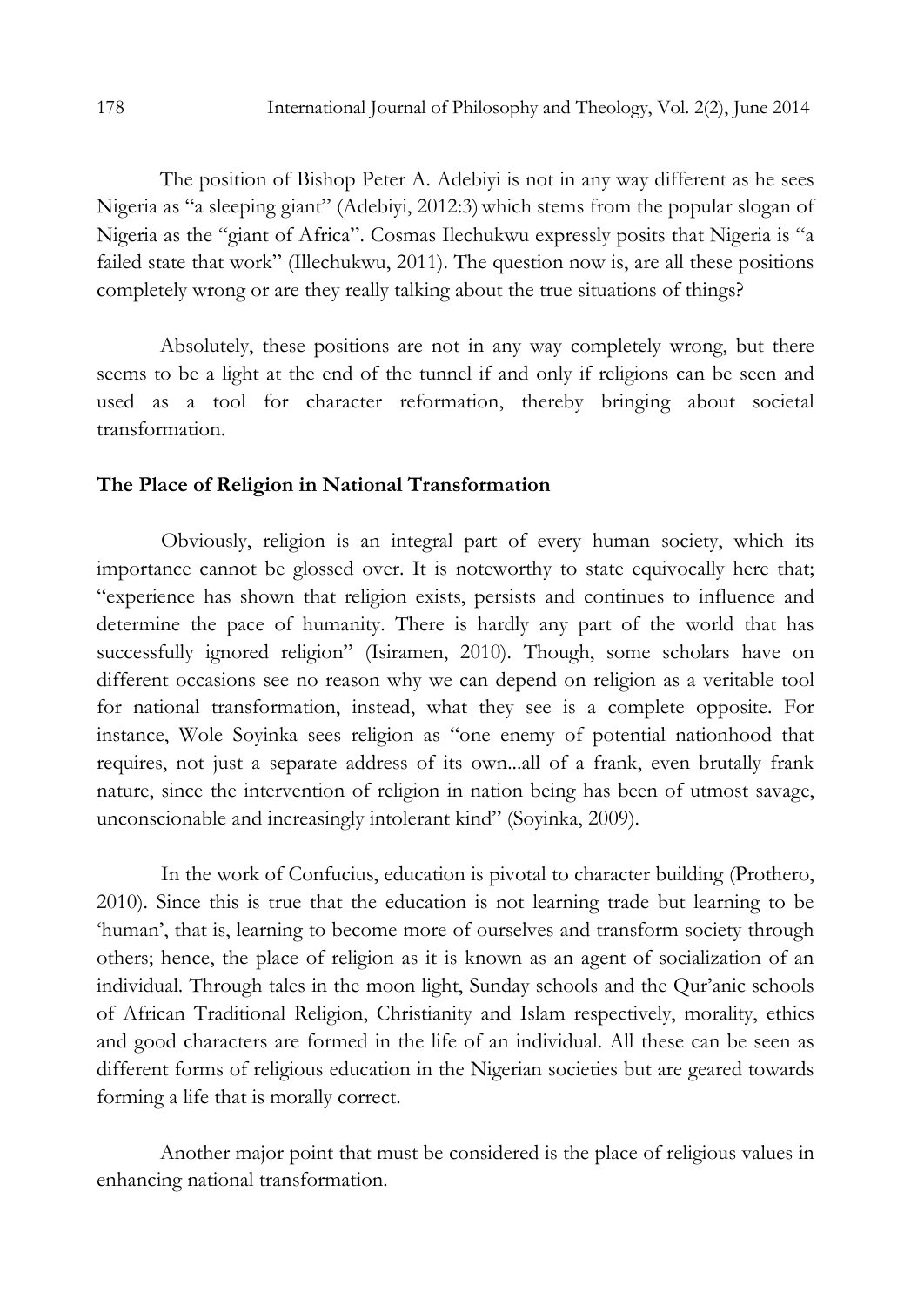The position of Bishop Peter A. Adebiyi is not in any way different as he sees Nigeria as "a sleeping giant" (Adebiyi, 2012:3) which stems from the popular slogan of Nigeria as the "giant of Africa". Cosmas Ilechukwu expressly posits that Nigeria is "a failed state that work" (Illechukwu, 2011). The question now is, are all these positions completely wrong or are they really talking about the true situations of things?

Absolutely, these positions are not in any way completely wrong, but there seems to be a light at the end of the tunnel if and only if religions can be seen and used as a tool for character reformation, thereby bringing about societal transformation.

### The Place of Religion in National Transformation

Obviously, religion is an integral part of every human society, which its importance cannot be glossed over. It is noteworthy to state equivocally here that; "experience has shown that religion exists, persists and continues to influence and determine the pace of humanity. There is hardly any part of the world that has successfully ignored religion" (Isiramen, 2010). Though, some scholars have on different occasions see no reason why we can depend on religion as a veritable tool for national transformation, instead, what they see is a complete opposite. For instance, Wole Soyinka sees religion as "one enemy of potential nationhood that requires, not just a separate address of its own...all of a frank, even brutally frank nature, since the intervention of religion in nation being has been of utmost savage, unconscionable and increasingly intolerant kind" (Soyinka, 2009).

In the work of Confucius, education is pivotal to character building (Prothero, 2010). Since this is true that the education is not learning trade but learning to be 'human', that is, learning to become more of ourselves and transform society through others; hence, the place of religion as it is known as an agent of socialization of an individual. Through tales in the moon light, Sunday schools and the Qur'anic schools of African Traditional Religion, Christianity and Islam respectively, morality, ethics and good characters are formed in the life of an individual. All these can be seen as different forms of religious education in the Nigerian societies but are geared towards forming a life that is morally correct.

Another major point that must be considered is the place of religious values in enhancing national transformation.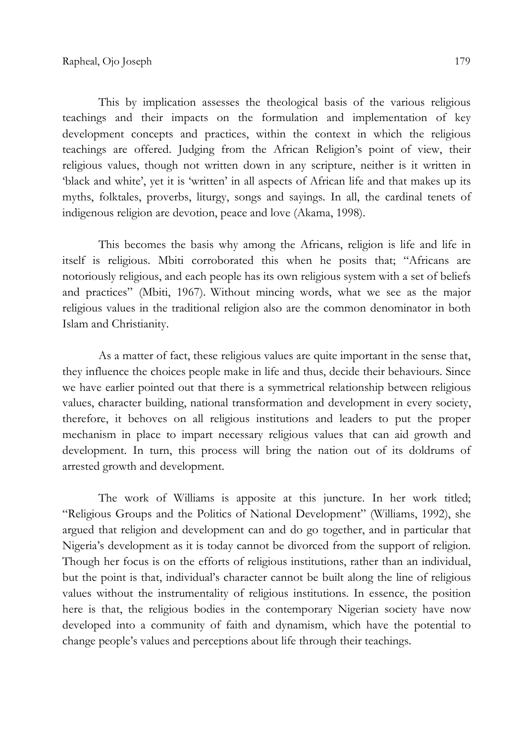This by implication assesses the theological basis of the various religious teachings and their impacts on the formulation and implementation of key development concepts and practices, within the context in which the religious teachings are offered. Judging from the African Religion's point of view, their religious values, though not written down in any scripture, neither is it written in 'black and white', yet it is 'written' in all aspects of African life and that makes up its myths, folktales, proverbs, liturgy, songs and sayings. In all, the cardinal tenets of indigenous religion are devotion, peace and love (Akama, 1998).

This becomes the basis why among the Africans, religion is life and life in itself is religious. Mbiti corroborated this when he posits that; "Africans are notoriously religious, and each people has its own religious system with a set of beliefs and practices" (Mbiti, 1967). Without mincing words, what we see as the major religious values in the traditional religion also are the common denominator in both Islam and Christianity.

As a matter of fact, these religious values are quite important in the sense that, they influence the choices people make in life and thus, decide their behaviours. Since we have earlier pointed out that there is a symmetrical relationship between religious values, character building, national transformation and development in every society, therefore, it behoves on all religious institutions and leaders to put the proper mechanism in place to impart necessary religious values that can aid growth and development. In turn, this process will bring the nation out of its doldrums of arrested growth and development.

The work of Williams is apposite at this juncture. In her work titled; "Religious Groups and the Politics of National Development" (Williams, 1992), she argued that religion and development can and do go together, and in particular that Nigeria's development as it is today cannot be divorced from the support of religion. Though her focus is on the efforts of religious institutions, rather than an individual, but the point is that, individual's character cannot be built along the line of religious values without the instrumentality of religious institutions. In essence, the position here is that, the religious bodies in the contemporary Nigerian society have now developed into a community of faith and dynamism, which have the potential to change people's values and perceptions about life through their teachings.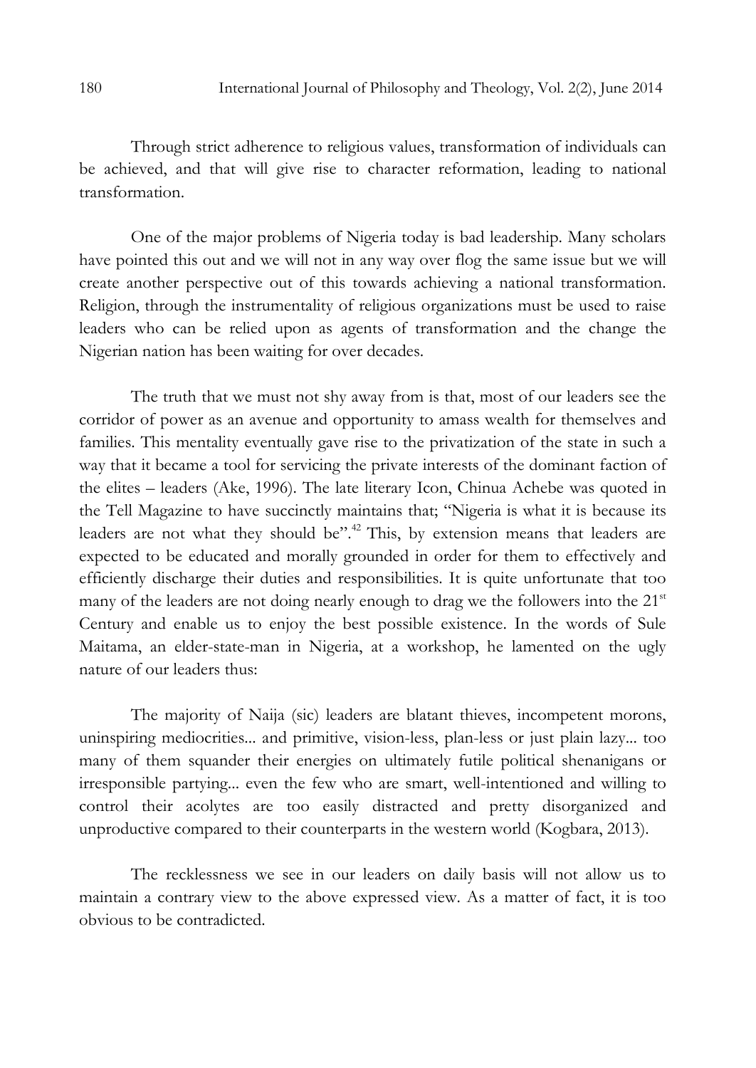Through strict adherence to religious values, transformation of individuals can be achieved, and that will give rise to character reformation, leading to national transformation.

One of the major problems of Nigeria today is bad leadership. Many scholars have pointed this out and we will not in any way over flog the same issue but we will create another perspective out of this towards achieving a national transformation. Religion, through the instrumentality of religious organizations must be used to raise leaders who can be relied upon as agents of transformation and the change the Nigerian nation has been waiting for over decades.

The truth that we must not shy away from is that, most of our leaders see the corridor of power as an avenue and opportunity to amass wealth for themselves and families. This mentality eventually gave rise to the privatization of the state in such a way that it became a tool for servicing the private interests of the dominant faction of the elites – leaders (Ake, 1996). The late literary Icon, Chinua Achebe was quoted in the Tell Magazine to have succinctly maintains that; "Nigeria is what it is because its leaders are not what they should be".[42] This, by extension means that leaders are expected to be educated and morally grounded in order for them to effectively and efficiently discharge their duties and responsibilities. It is quite unfortunate that too many of the leaders are not doing nearly enough to drag we the followers into the 21st Century and enable us to enjoy the best possible existence. In the words of Sule Maitama, an elder-state-man in Nigeria, at a workshop, he lamented on the ugly nature of our leaders thus:

The majority of Naija (sic) leaders are blatant thieves, incompetent morons, uninspiring mediocrities... and primitive, vision-less, plan-less or just plain lazy... too many of them squander their energies on ultimately futile political shenanigans or irresponsible partying... even the few who are smart, well-intentioned and willing to control their acolytes are too easily distracted and pretty disorganized and unproductive compared to their counterparts in the western world (Kogbara, 2013).

The recklessness we see in our leaders on daily basis will not allow us to maintain a contrary view to the above expressed view. As a matter of fact, it is too obvious to be contradicted.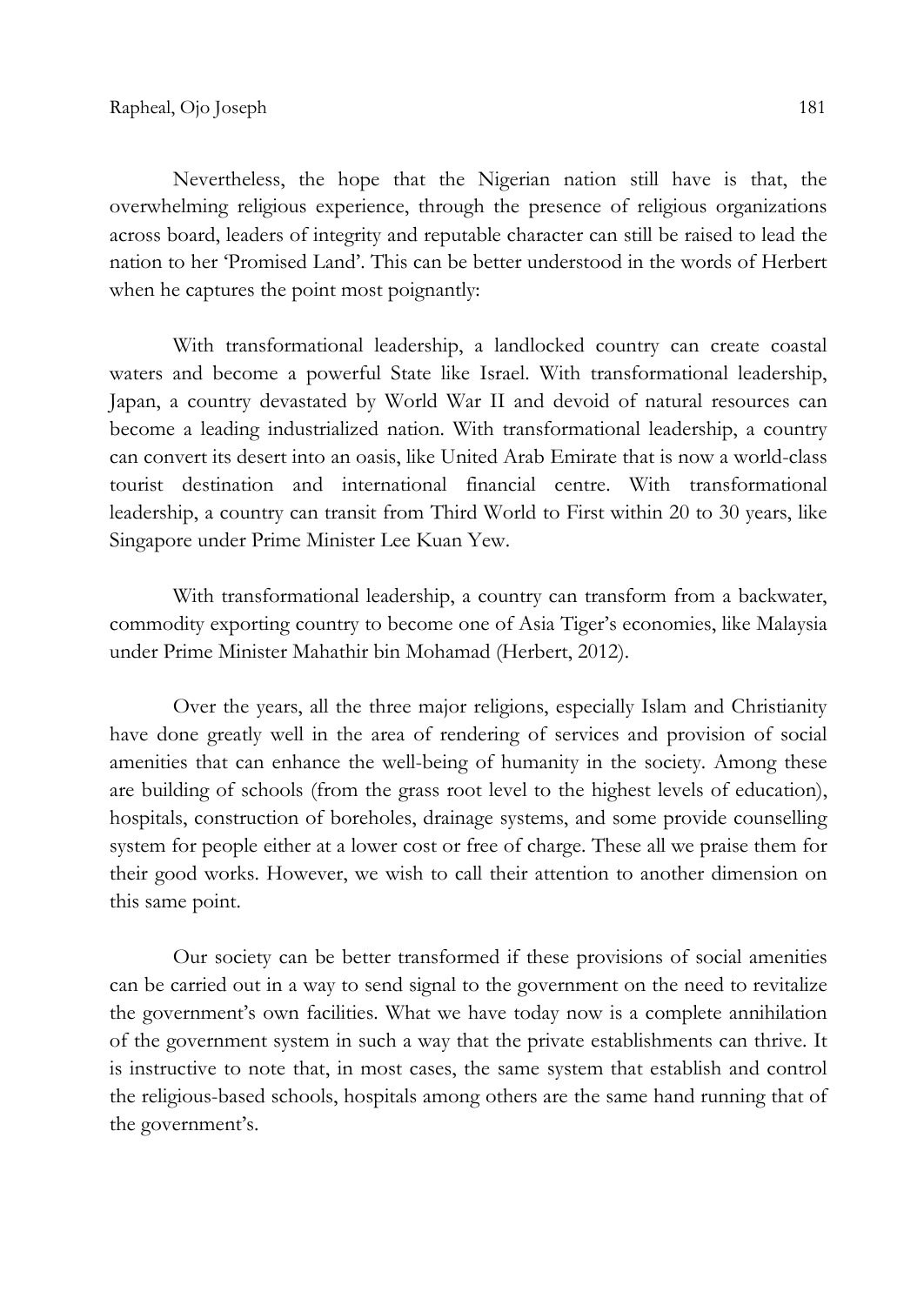Nevertheless, the hope that the Nigerian nation still have is that, the overwhelming religious experience, through the presence of religious organizations across board, leaders of integrity and reputable character can still be raised to lead the nation to her 'Promised Land'. This can be better understood in the words of Herbert when he captures the point most poignantly:

> With transformational leadership, a landlocked country can create coastal waters and become a powerful State like Israel. With transformational leadership, Japan, a country devastated by World War II and devoid of natural resources can become a leading industrialized nation. With transformational leadership, a country can convert its desert into an oasis, like United Arab Emirate that is now a world-class tourist destination and international financial centre. With transformational leadership, a country can transit from Third World to First within 20 to 30 years, like Singapore under Prime Minister Lee Kuan Yew.
>
> With transformational leadership, a country can transform from a backwater, commodity exporting country to become one of Asia Tiger's economies, like Malaysia under Prime Minister Mahathir bin Mohamad (Herbert, 2012).

Over the years, all the three major religions, especially Islam and Christianity have done greatly well in the area of rendering of services and provision of social amenities that can enhance the well-being of humanity in the society. Among these are building of schools (from the grass root level to the highest levels of education), hospitals, construction of boreholes, drainage systems, and some provide counselling system for people either at a lower cost or free of charge. These all we praise them for their good works. However, we wish to call their attention to another dimension on this same point.

Our society can be better transformed if these provisions of social amenities can be carried out in a way to send signal to the government on the need to revitalize the government's own facilities. What we have today now is a complete annihilation of the government system in such a way that the private establishments can thrive. It is instructive to note that, in most cases, the same system that establish and control the religious-based schools, hospitals among others are the same hand running that of the government's.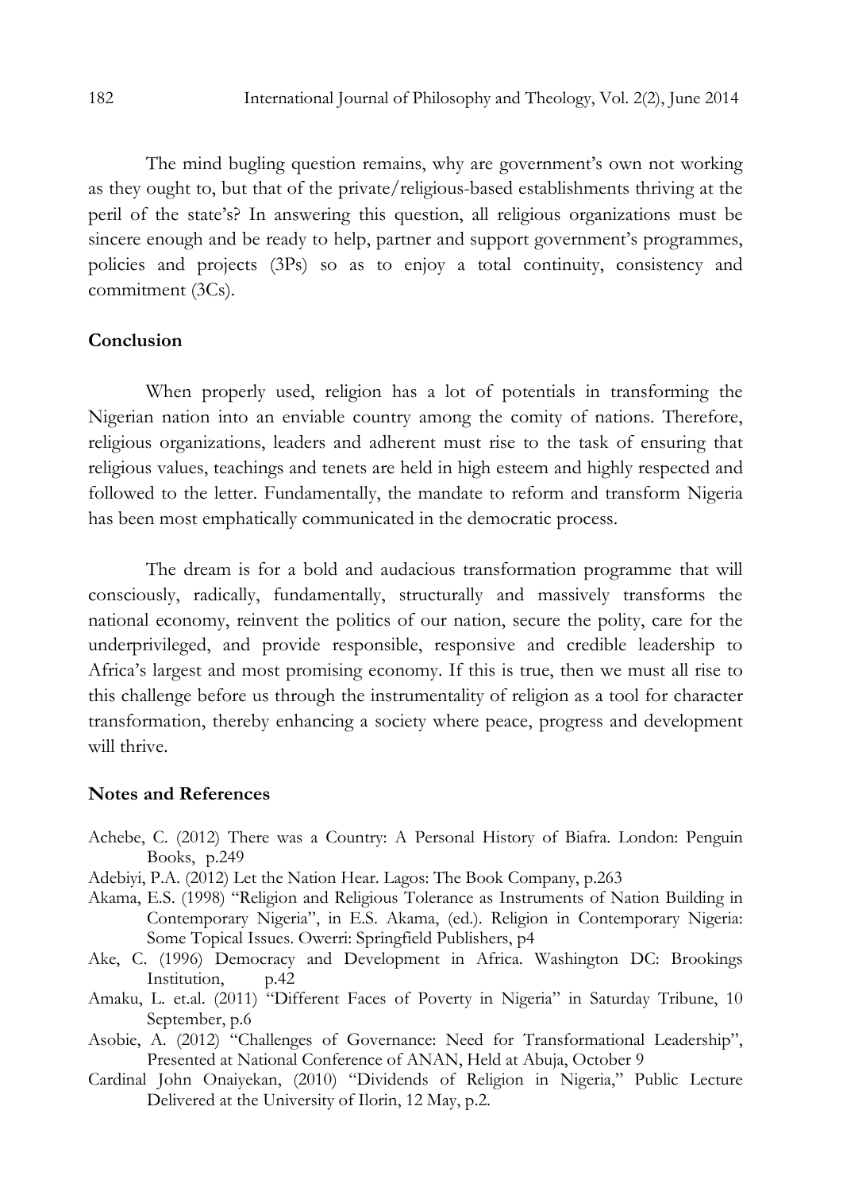The mind bugling question remains, why are government's own not working as they ought to, but that of the private/religious-based establishments thriving at the peril of the state's? In answering this question, all religious organizations must be sincere enough and be ready to help, partner and support government's programmes, policies and projects (3Ps) so as to enjoy a total continuity, consistency and commitment (3Cs).

## Conclusion

When properly used, religion has a lot of potentials in transforming the Nigerian nation into an enviable country among the comity of nations. Therefore, religious organizations, leaders and adherent must rise to the task of ensuring that religious values, teachings and tenets are held in high esteem and highly respected and followed to the letter. Fundamentally, the mandate to reform and transform Nigeria has been most emphatically communicated in the democratic process.

The dream is for a bold and audacious transformation programme that will consciously, radically, fundamentally, structurally and massively transforms the national economy, reinvent the politics of our nation, secure the polity, care for the underprivileged, and provide responsible, responsive and credible leadership to Africa's largest and most promising economy. If this is true, then we must all rise to this challenge before us through the instrumentality of religion as a tool for character transformation, thereby enhancing a society where peace, progress and development will thrive.

## Notes and References

Achebe, C. (2012) There was a Country: A Personal History of Biafra. London: Penguin Books, p.249

Adebiyi, P.A. (2012) Let the Nation Hear. Lagos: The Book Company, p.263

Akama, E.S. (1998) "Religion and Religious Tolerance as Instruments of Nation Building in Contemporary Nigeria", in E.S. Akama, (ed.). Religion in Contemporary Nigeria: Some Topical Issues. Owerri: Springfield Publishers, p4

Ake, C. (1996) Democracy and Development in Africa. Washington DC: Brookings Institution, p.42

Amaku, L. et.al. (2011) "Different Faces of Poverty in Nigeria" in Saturday Tribune, 10 September, p.6

Asobie, A. (2012) "Challenges of Governance: Need for Transformational Leadership", Presented at National Conference of ANAN, Held at Abuja, October 9

Cardinal John Onaiyekan, (2010) "Dividends of Religion in Nigeria," Public Lecture Delivered at the University of Ilorin, 12 May, p.2.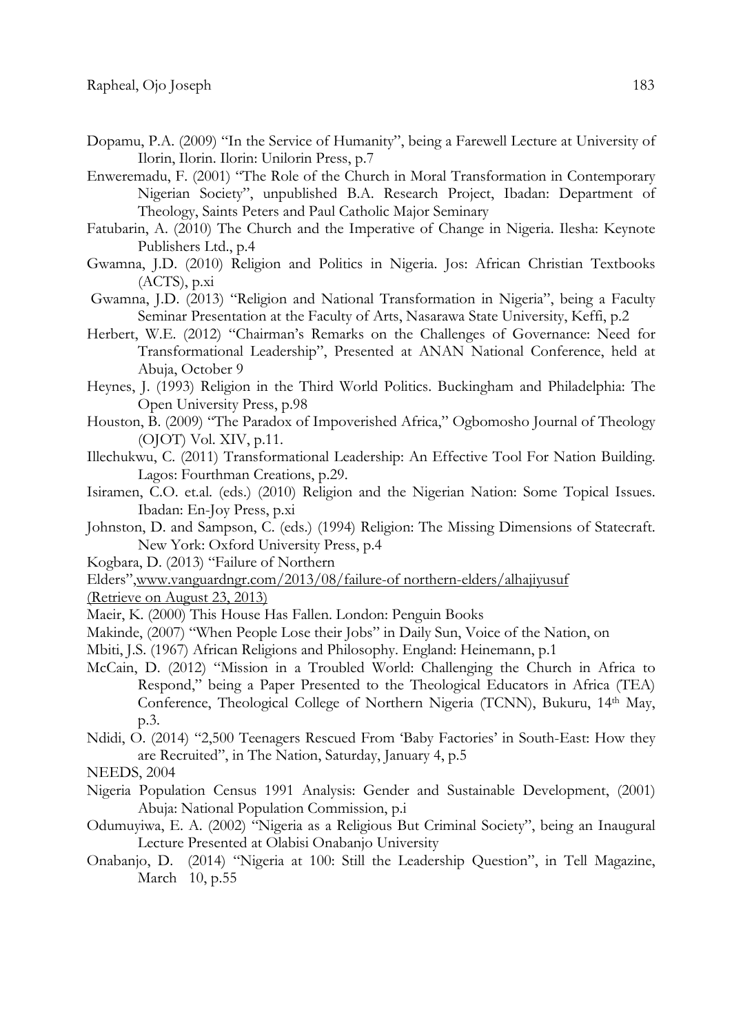Dopamu, P.A. (2009) "In the Service of Humanity", being a Farewell Lecture at University of Ilorin, Ilorin. Ilorin: Unilorin Press, p.7

Enweremadu, F. (2001) "The Role of the Church in Moral Transformation in Contemporary Nigerian Society", unpublished B.A. Research Project, Ibadan: Department of Theology, Saints Peters and Paul Catholic Major Seminary

Fatubarin, A. (2010) The Church and the Imperative of Change in Nigeria. Ilesha: Keynote Publishers Ltd., p.4

Gwamna, J.D. (2010) Religion and Politics in Nigeria. Jos: African Christian Textbooks (ACTS), p.xi

Gwamna, J.D. (2013) "Religion and National Transformation in Nigeria", being a Faculty Seminar Presentation at the Faculty of Arts, Nasarawa State University, Keffi, p.2

Herbert, W.E. (2012) "Chairman's Remarks on the Challenges of Governance: Need for Transformational Leadership", Presented at ANAN National Conference, held at Abuja, October 9

Heynes, J. (1993) Religion in the Third World Politics. Buckingham and Philadelphia: The Open University Press, p.98

Houston, B. (2009) "The Paradox of Impoverished Africa," Ogbomosho Journal of Theology (OJOT) Vol. XIV, p.11.

Illechukwu, C. (2011) Transformational Leadership: An Effective Tool For Nation Building. Lagos: Fourthman Creations, p.29.

Isiramen, C.O. et.al. (eds.) (2010) Religion and the Nigerian Nation: Some Topical Issues. Ibadan: En-Joy Press, p.xi

Johnston, D. and Sampson, C. (eds.) (1994) Religion: The Missing Dimensions of Statecraft. New York: Oxford University Press, p.4

Kogbara, D. (2013) "Failure of Northern Elders",www.vanguardngr.com/2013/08/failure-of northern-elders/alhajiyusuf (Retrieve on August 23, 2013)

Maeir, K. (2000) This House Has Fallen. London: Penguin Books

Makinde, (2007) "When People Lose their Jobs" in Daily Sun, Voice of the Nation, on

Mbiti, J.S. (1967) African Religions and Philosophy. England: Heinemann, p.1

McCain, D. (2012) "Mission in a Troubled World: Challenging the Church in Africa to Respond," being a Paper Presented to the Theological Educators in Africa (TEA) Conference, Theological College of Northern Nigeria (TCNN), Bukuru, 14th May, p.3.

Ndidi, O. (2014) "2,500 Teenagers Rescued From 'Baby Factories' in South-East: How they are Recruited", in The Nation, Saturday, January 4, p.5

NEEDS, 2004

Nigeria Population Census 1991 Analysis: Gender and Sustainable Development, (2001) Abuja: National Population Commission, p.i

Odumuyiwa, E. A. (2002) "Nigeria as a Religious But Criminal Society", being an Inaugural Lecture Presented at Olabisi Onabanjo University

Onabanjo, D. (2014) "Nigeria at 100: Still the Leadership Question", in Tell Magazine, March 10, p.55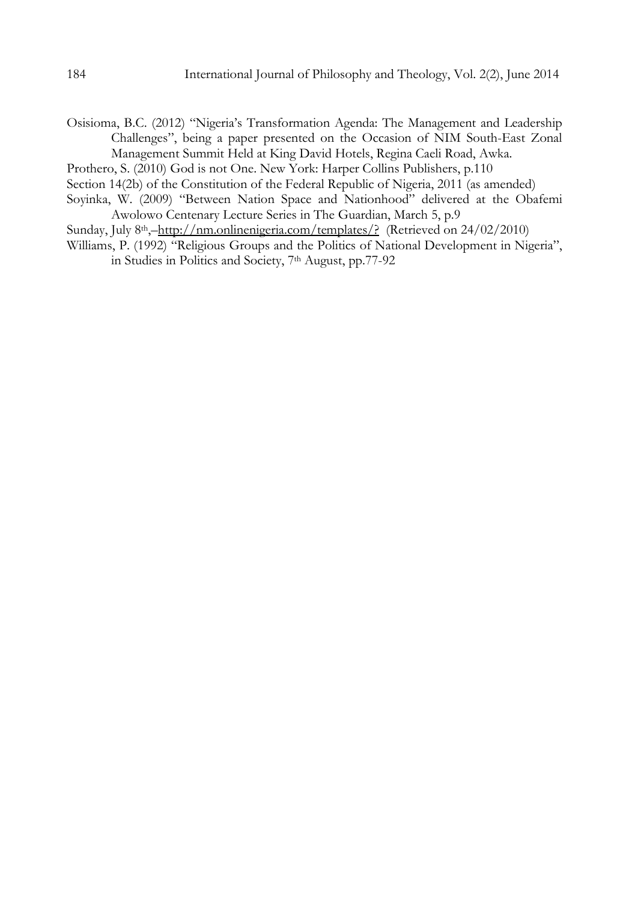Osisioma, B.C. (2012) "Nigeria's Transformation Agenda: The Management and Leadership Challenges", being a paper presented on the Occasion of NIM South-East Zonal Management Summit Held at King David Hotels, Regina Caeli Road, Awka.

Prothero, S. (2010) God is not One. New York: Harper Collins Publishers, p.110

Section 14(2b) of the Constitution of the Federal Republic of Nigeria, 2011 (as amended)

Soyinka, W. (2009) "Between Nation Space and Nationhood" delivered at the Obafemi Awolowo Centenary Lecture Series in The Guardian, March 5, p.9

Sunday, July 8th,–http://nm.onlinenigeria.com/templates/? (Retrieved on 24/02/2010)

Williams, P. (1992) "Religious Groups and the Politics of National Development in Nigeria", in Studies in Politics and Society, 7th August, pp.77-92